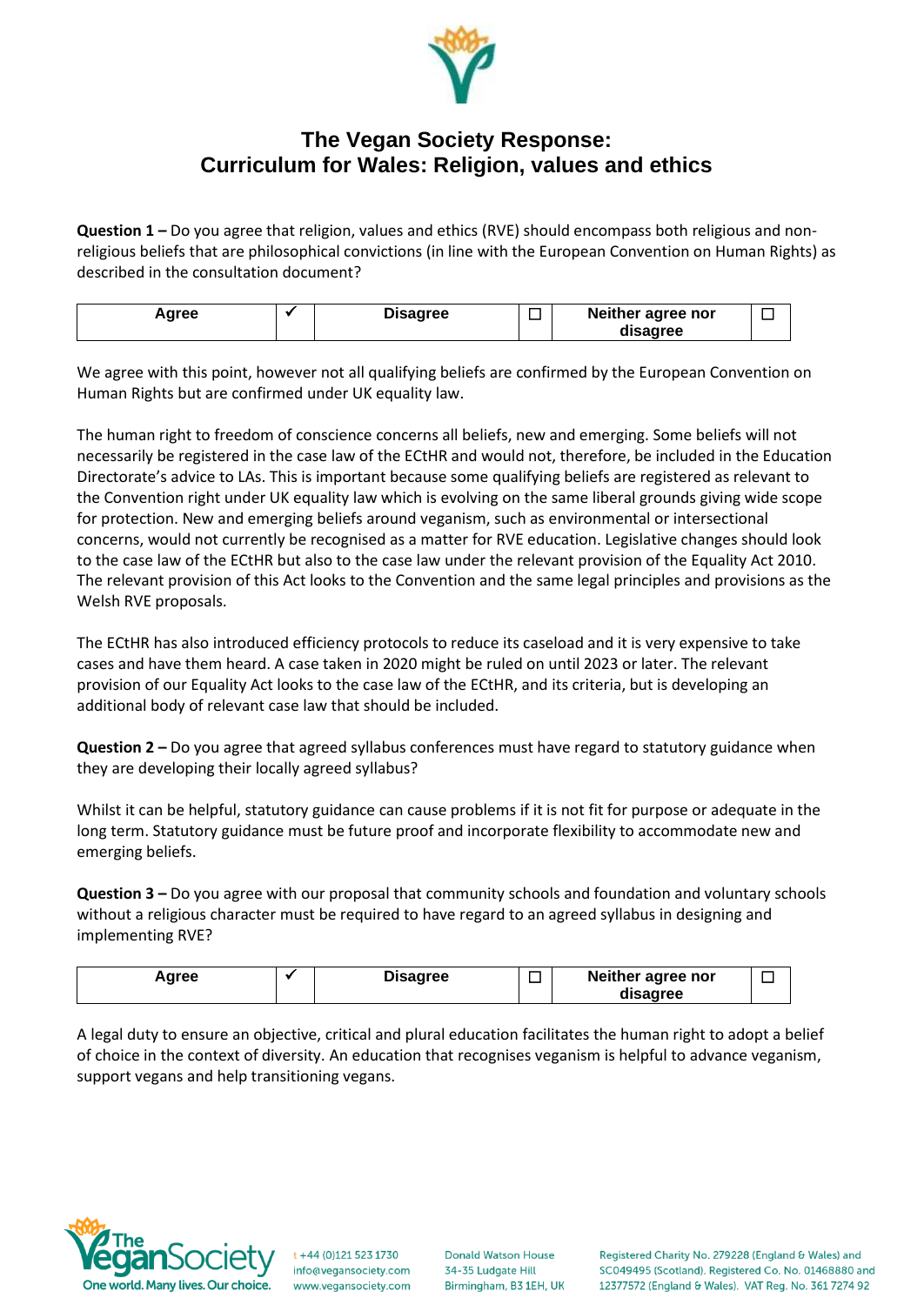# The Vegan Society Response:
# Curriculum for Wales: Religion, values and ethics

**Question 1 –** Do you agree that religion, values and ethics (RVE) should encompass both religious and non-religious beliefs that are philosophical convictions (in line with the European Convention on Human Rights) as described in the consultation document?

| Agree | ✔ | Disagree | ☐ | Neither agree nor disagree | ☐ |
|---|---|---|---|---|---|

We agree with this point, however not all qualifying beliefs are confirmed by the European Convention on Human Rights but are confirmed under UK equality law.

The human right to freedom of conscience concerns all beliefs, new and emerging. Some beliefs will not necessarily be registered in the case law of the ECtHR and would not, therefore, be included in the Education Directorate's advice to LAs. This is important because some qualifying beliefs are registered as relevant to the Convention right under UK equality law which is evolving on the same liberal grounds giving wide scope for protection. New and emerging beliefs around veganism, such as environmental or intersectional concerns, would not currently be recognised as a matter for RVE education. Legislative changes should look to the case law of the ECtHR but also to the case law under the relevant provision of the Equality Act 2010. The relevant provision of this Act looks to the Convention and the same legal principles and provisions as the Welsh RVE proposals.

The ECtHR has also introduced efficiency protocols to reduce its caseload and it is very expensive to take cases and have them heard. A case taken in 2020 might be ruled on until 2023 or later. The relevant provision of our Equality Act looks to the case law of the ECtHR, and its criteria, but is developing an additional body of relevant case law that should be included.

**Question 2 –** Do you agree that agreed syllabus conferences must have regard to statutory guidance when they are developing their locally agreed syllabus?

Whilst it can be helpful, statutory guidance can cause problems if it is not fit for purpose or adequate in the long term. Statutory guidance must be future proof and incorporate flexibility to accommodate new and emerging beliefs.

**Question 3 –** Do you agree with our proposal that community schools and foundation and voluntary schools without a religious character must be required to have regard to an agreed syllabus in designing and implementing RVE?

| Agree | ✔ | Disagree | ☐ | Neither agree nor disagree | ☐ |
|---|---|---|---|---|---|

A legal duty to ensure an objective, critical and plural education facilitates the human right to adopt a belief of choice in the context of diversity. An education that recognises veganism is helpful to advance veganism, support vegans and help transitioning vegans.

The Vegan Society
One world. Many lives. Our choice.

t +44 (0)121 523 1730
info@vegansociety.com
www.vegansociety.com

Donald Watson House
34-35 Ludgate Hill
Birmingham, B3 1EH, UK

Registered Charity No. 279228 (England & Wales) and SC049495 (Scotland). Registered Co. No. 01468880 and 12377572 (England & Wales). VAT Reg. No. 361 7274 92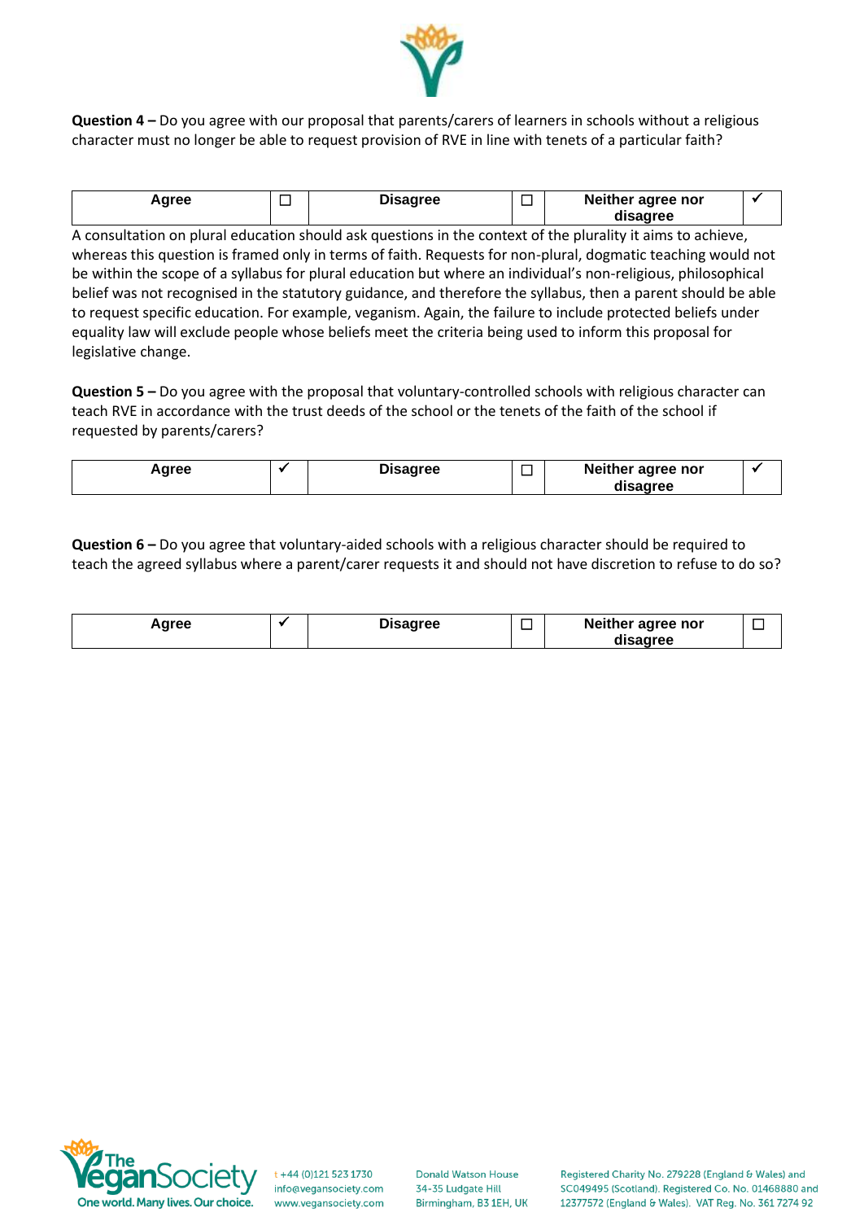**Question 4 –** Do you agree with our proposal that parents/carers of learners in schools without a religious character must no longer be able to request provision of RVE in line with tenets of a particular faith?

| Agree | ☐ | Disagree | ☐ | Neither agree nor disagree | ✔ |
|---|---|---|---|---|---|

A consultation on plural education should ask questions in the context of the plurality it aims to achieve, whereas this question is framed only in terms of faith. Requests for non-plural, dogmatic teaching would not be within the scope of a syllabus for plural education but where an individual's non-religious, philosophical belief was not recognised in the statutory guidance, and therefore the syllabus, then a parent should be able to request specific education. For example, veganism. Again, the failure to include protected beliefs under equality law will exclude people whose beliefs meet the criteria being used to inform this proposal for legislative change.

**Question 5 –** Do you agree with the proposal that voluntary-controlled schools with religious character can teach RVE in accordance with the trust deeds of the school or the tenets of the faith of the school if requested by parents/carers?

| Agree | ✔ | Disagree | ☐ | Neither agree nor disagree | ✔ |
|---|---|---|---|---|---|

**Question 6 –** Do you agree that voluntary-aided schools with a religious character should be required to teach the agreed syllabus where a parent/carer requests it and should not have discretion to refuse to do so?

| Agree | ✔ | Disagree | ☐ | Neither agree nor disagree | ☐ |
|---|---|---|---|---|---|